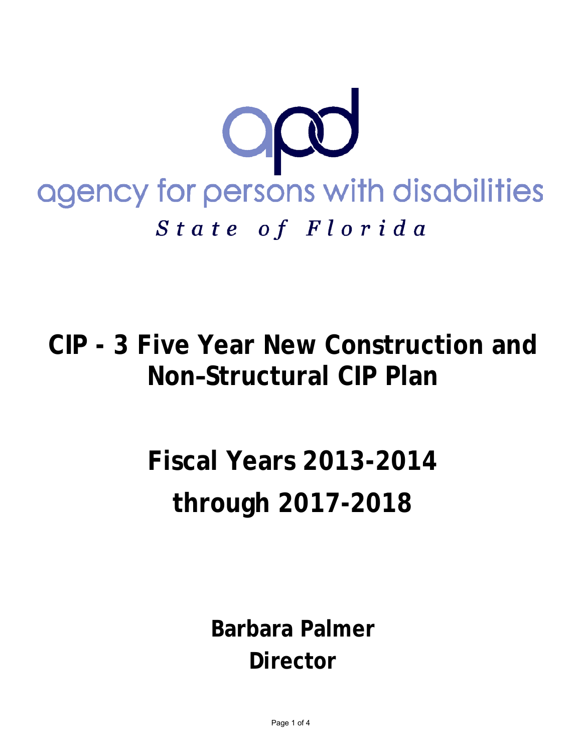apd

agency for persons with disabilities

*State of Florida*

# CIP - 3 Five Year New Construction and Non–Structural CIP Plan

# Fiscal Years 2013-2014 through 2017-2018

**Barbara Palmer**
**Director**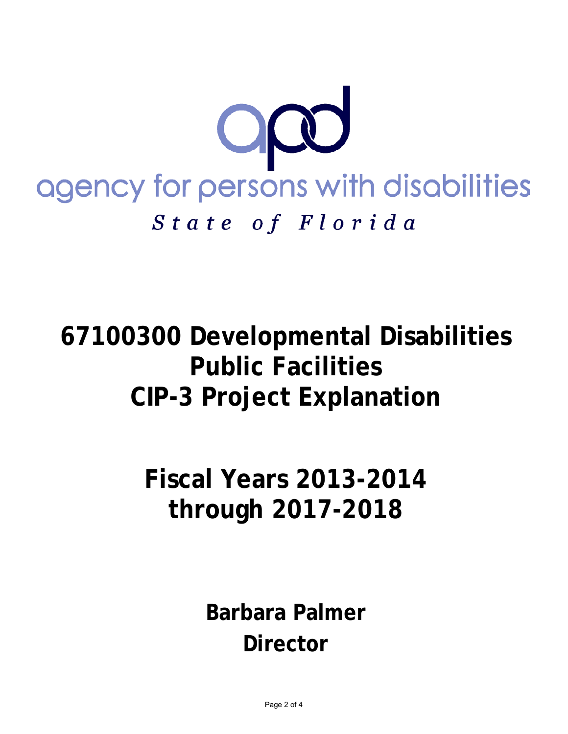apd

agency for persons with disabilities

*State of Florida*

# 67100300 Developmental Disabilities Public Facilities CIP-3 Project Explanation

# Fiscal Years 2013-2014 through 2017-2018

**Barbara Palmer**

**Director**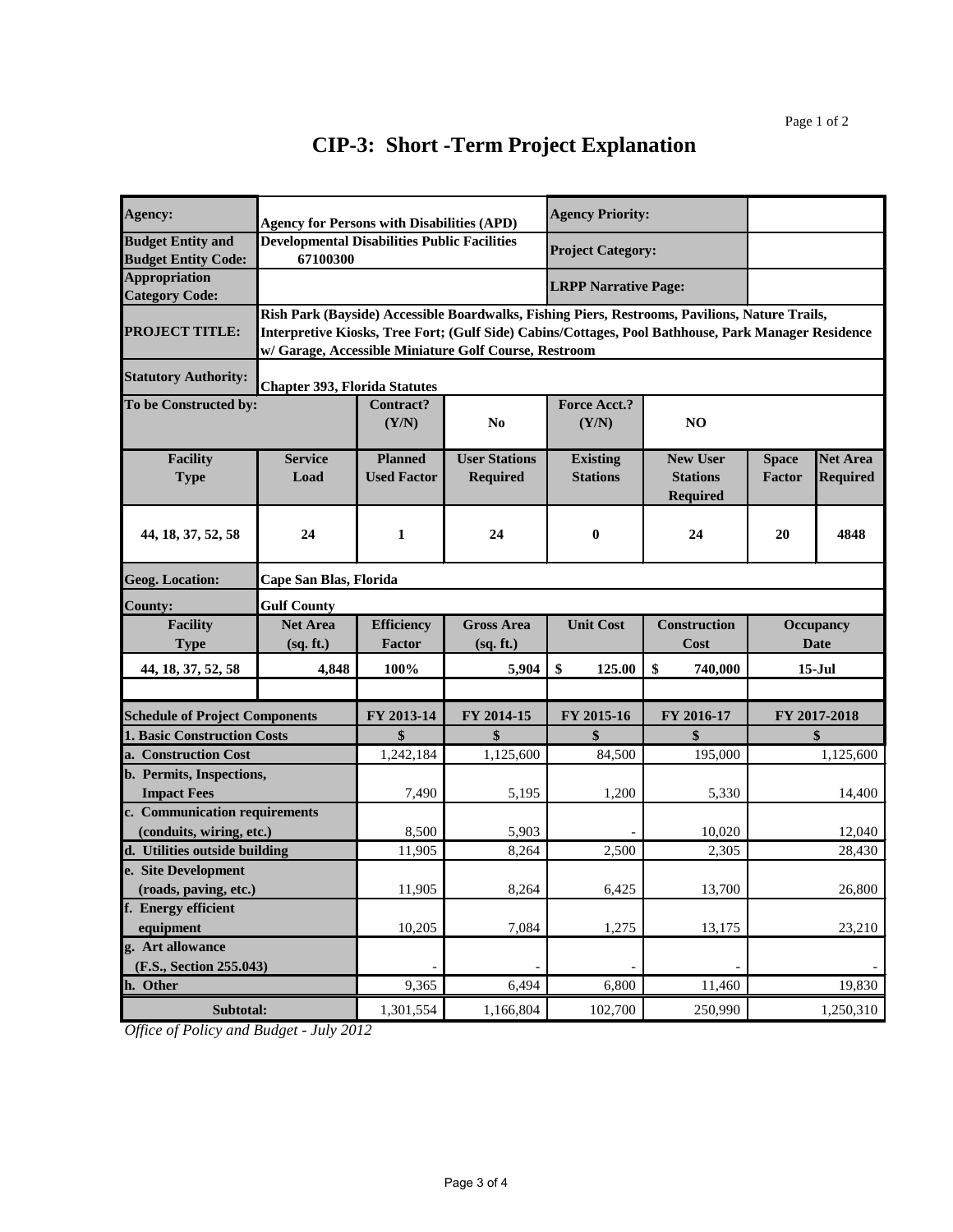# CIP-3: Short -Term Project Explanation

| | | | | | | | |
|---|---|---|---|---|---|---|---|
| **Agency:** | **Agency for Persons with Disabilities (APD)** | | | **Agency Priority:** | | | |
| **Budget Entity and Budget Entity Code:** | **Developmental Disabilities Public Facilities 67100300** | | | **Project Category:** | | | |
| **Appropriation Category Code:** | | | | **LRPP Narrative Page:** | | | |
| **PROJECT TITLE:** | **Rish Park (Bayside) Accessible Boardwalks, Fishing Piers, Restrooms, Pavilions, Nature Trails, Interpretive Kiosks, Tree Fort; (Gulf Side) Cabins/Cottages, Pool Bathhouse, Park Manager Residence w/ Garage, Accessible Miniature Golf Course, Restroom** | | | | | | |
| **Statutory Authority:** | **Chapter 393, Florida Statutes** | | | | | | |
| **To be Constructed by:** | | **Contract? (Y/N)** | **No** | **Force Acct.? (Y/N)** | **NO** | | |
| **Facility Type** | **Service Load** | **Planned Used Factor** | **User Stations Required** | **Existing Stations** | **New User Stations Required** | **Space Factor** | **Net Area Required** |
| **44, 18, 37, 52, 58** | **24** | **1** | **24** | **0** | **24** | **20** | **4848** |
| **Geog. Location:** | **Cape San Blas, Florida** | | | | | | |
| **County:** | **Gulf County** | | | | | | |
| **Facility Type** | **Net Area (sq. ft.)** | **Efficiency Factor** | **Gross Area (sq. ft.)** | **Unit Cost** | **Construction Cost** | **Occupancy Date** | |
| **44, 18, 37, 52, 58** | **4,848** | **100%** | **5,904** | **$ 125.00** | **$ 740,000** | **15-Jul** | |

| Schedule of Project Components | FY 2013-14 | FY 2014-15 | FY 2015-16 | FY 2016-17 | FY 2017-2018 |
|---|---|---|---|---|---|
| **1. Basic Construction Costs** | **$** | **$** | **$** | **$** | **$** |
| **a. Construction Cost** | 1,242,184 | 1,125,600 | 84,500 | 195,000 | 1,125,600 |
| **b. Permits, Inspections, Impact Fees** | 7,490 | 5,195 | 1,200 | 5,330 | 14,400 |
| **c. Communication requirements (conduits, wiring, etc.)** | 8,500 | 5,903 | - | 10,020 | 12,040 |
| **d. Utilities outside building** | 11,905 | 8,264 | 2,500 | 2,305 | 28,430 |
| **e. Site Development (roads, paving, etc.)** | 11,905 | 8,264 | 6,425 | 13,700 | 26,800 |
| **f. Energy efficient equipment** | 10,205 | 7,084 | 1,275 | 13,175 | 23,210 |
| **g. Art allowance (F.S., Section 255.043)** | - | - | - | - | - |
| **h. Other** | 9,365 | 6,494 | 6,800 | 11,460 | 19,830 |
| **Subtotal:** | 1,301,554 | 1,166,804 | 102,700 | 250,990 | 1,250,310 |

*Office of Policy and Budget - July 2012*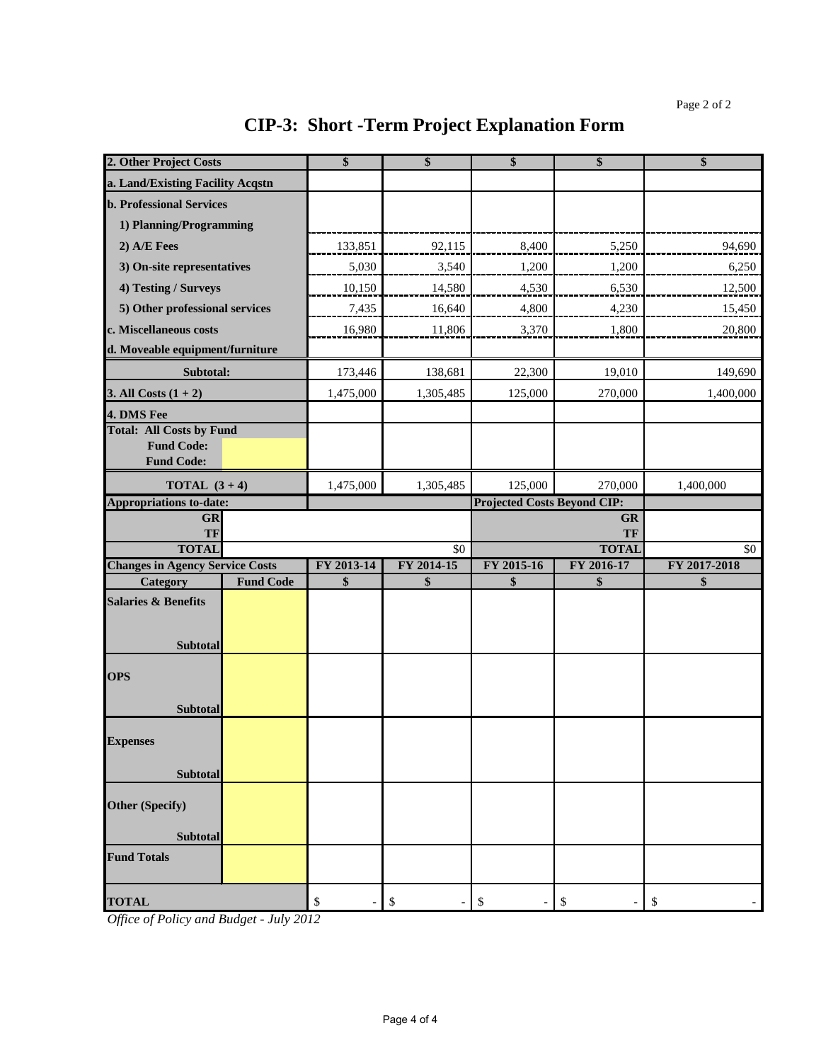# CIP-3: Short -Term Project Explanation Form

| 2. Other Project Costs | | $ | $ | $ | $ | $ |
|---|---|---|---|---|---|---|
| a. Land/Existing Facility Acqstn | | | | | | |
| b. Professional Services | | | | | | |
| 1) Planning/Programming | | | | | | |
| 2) A/E Fees | | 133,851 | 92,115 | 8,400 | 5,250 | 94,690 |
| 3) On-site representatives | | 5,030 | 3,540 | 1,200 | 1,200 | 6,250 |
| 4) Testing / Surveys | | 10,150 | 14,580 | 4,530 | 6,530 | 12,500 |
| 5) Other professional services | | 7,435 | 16,640 | 4,800 | 4,230 | 15,450 |
| c. Miscellaneous costs | | 16,980 | 11,806 | 3,370 | 1,800 | 20,800 |
| d. Moveable equipment/furniture | | | | | | |
| Subtotal: | | 173,446 | 138,681 | 22,300 | 19,010 | 149,690 |
| 3. All Costs (1 + 2) | | 1,475,000 | 1,305,485 | 125,000 | 270,000 | 1,400,000 |
| 4. DMS Fee | | | | | | |
| Total: All Costs by Fund | | | | | | |
| Fund Code: | | | | | | |
| Fund Code: | | | | | | |
| TOTAL (3 + 4) | | 1,475,000 | 1,305,485 | 125,000 | 270,000 | 1,400,000 |
| Appropriations to-date: | | | | Projected Costs Beyond CIP: | | |
| GR | | | | | GR | |
| TF | | | | | TF | |
| TOTAL | | | $0 | | TOTAL | $0 |
| Changes in Agency Service Costs | | FY 2013-14 | FY 2014-15 | FY 2015-16 | FY 2016-17 | FY 2017-2018 |
| Category | Fund Code | $ | $ | $ | $ | $ |
| Salaries & Benefits | | | | | | |
| Subtotal | | | | | | |
| OPS | | | | | | |
| Subtotal | | | | | | |
| Expenses | | | | | | |
| Subtotal | | | | | | |
| Other (Specify) | | | | | | |
| Subtotal | | | | | | |
| Fund Totals | | | | | | |
| TOTAL | | $ - | $ - | $ - | $ - | $ - |

*Office of Policy and Budget - July 2012*